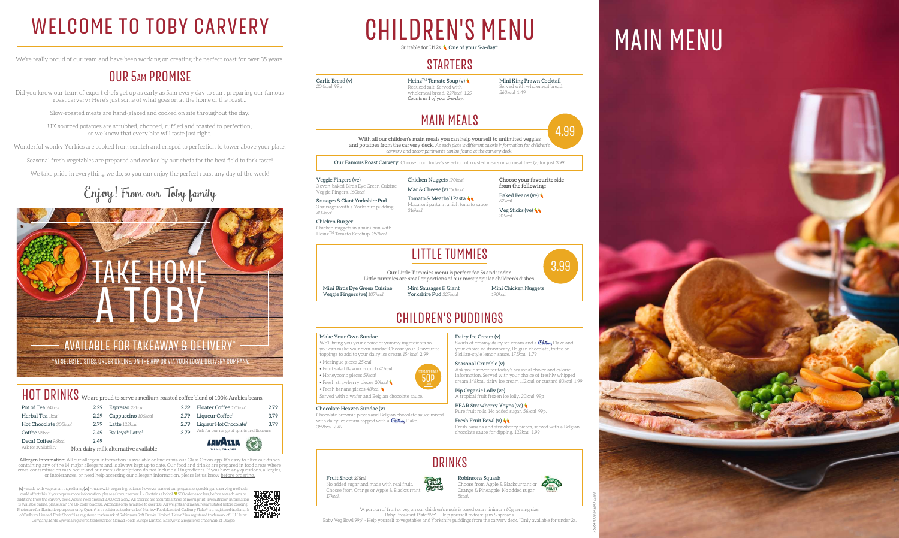# WELCOME TO TOBY CARVERY

We're really proud of our team and have been working on creating the perfect roast for over 35 years.

## OUR 5AM PROMISE

Did you know our team of expert chefs get up as early as 5am every day to start preparing our famous roast carvery? Here's just some of what goes on at the home of the roast...

Slow-roasted meats are hand-glazed and cooked on site throughout the day.

UK sourced potatoes are scrubbed, chopped, ruffled and roasted to perfection, so we know that every bite will taste just right.

Wonderful wonky Yorkies are cooked from scratch and crisped to perfection to tower above your plate.

Seasonal fresh vegetables are prepared and cooked by our chefs for the best field to fork taste!

We take pride in everything we do, so you can enjoy the perfect roast any day of the week!

Enjoy! From our Toby family

TAKE HOME A TOBY

AVAILABLE FOR TAKEAWAY & DELIVERY*

*AT SELECTED SITES. ORDER ONLINE, ON THE APP OR VIA YOUR LOCAL DELIVERY COMPANY.

## HOT DRINKS

We are proud to serve a medium-roasted coffee blend of 100% Arabica beans.

| Item | Price | Item | Price | Item | Price |
|---|---|---|---|---|---|
| Pot of Tea *24kcal* | 2.29 | Espresso *23kcal* | 2.29 | Floater Coffee *171kcal* | 2.79 |
| Herbal Tea *1kcal* | 2.29 | Cappuccino *106kcal* | 2.79 | Liqueur Coffee† | 3.79 |
| Hot Chocolate *305kcal* | 2.79 | Latte *122kcal* | 2.79 | Liqueur Hot Chocolate† | 3.79 |
| Coffee *96kcal* | 2.49 | Baileys® Latte† | 3.79 | Ask for our range of spirits and liqueurs. | |
| Decaf Coffee *96kcal* | 2.49 | | | | |

Ask for availability

Non-dairy milk alternative available

LAVAZZA

**Allergen Information:** All our allergen information is available online or via our Glass Onion app. It's easy to filter out dishes containing any of the 14 major allergens and is always kept up to date. Our food and drinks are prepared in food areas where cross-contamination may occur and our menu descriptions do not include all ingredients. If you have any questions, allergies, or intolerances, or need help accessing our allergen information, please let us know before ordering.

(v) = made with vegetarian ingredients, (ve) = made with vegan ingredients, however some of our preparation, cooking and serving methods could affect this. If you require more information, please ask your server. † = Contains alcohol. ♥ 500 calories or less, before any add-ons or additions from the carvery deck. Adults need around 2000kcal a day. All calories are accurate at time of menu print, live nutrition information is available online, please scan the QR code to access. Alcohol is only available to over 18s. All weights and measures are stated before cooking. Photos are for illustrative purposes only. Quorn® is a registered trademark of Marlow Foods Limited. Cadbury Flake® is a registered trademark of Cadbury Limited. Fruit Shoot® is a registered trademark of Robinsons Soft Drinks Limited. Heinz® is a registered trademark of H J Heinz Company. Birds Eye® is a registered trademark of Nomad Foods Europe Limited. Baileys® is a registered trademark of Diageo.

# CHILDREN'S MENU

Suitable for U12s. One of your 5-a-day.*

## STARTERS

**Garlic Bread (v)**
*204kcal* 99p

**Heinz™ Tomato Soup (v)**
Reduced salt. Served with wholemeal bread. *227kcal* 1.29
*Counts as 1 of your 5-a-day.*

**Mini King Prawn Cocktail**
Served with wholemeal bread. *260kcal* 1.49

## MAIN MEALS

4.99

With all our children's main meals you can help yourself to unlimited veggies and potatoes from the carvery deck. *As each plate is different calorie information for children's carvery and accompaniments can be found at the carvery deck.*

**Our Famous Roast Carvery** Choose from today's selection of roasted meats or go meat free (v) for just 3.99

**Veggie Fingers (ve)**
3 oven-baked Birds Eye Green Cuisine Veggie Fingers. *160kcal*

**Sausages & Giant Yorkshire Pud**
3 sausages with a Yorkshire pudding. *409kcal*

**Chicken Burger**
Chicken nuggets in a mini bun with Heinz™ Tomato Ketchup. *261kcal*

**Chicken Nuggets** *190kcal*

**Mac & Cheese (v)** *150kcal*

**Tomato & Meatball Pasta**
Macaroni pasta in a rich tomato sauce. *316kcal*

**Choose your favourite side from the following:**

**Baked Beans (ve)**
*67kcal*

**Veg Sticks (ve)**
*32kcal*

## LITTLE TUMMIES

3.99

Our Little Tummies menu is perfect for 5s and under.
Little tummies are smaller portions of our most popular children's dishes.

**Mini Birds Eye Green Cuisine Veggie Fingers (ve)** *107kcal*

**Mini Sausages & Giant Yorkshire Pud** *327kcal*

**Mini Chicken Nuggets** *190kcal*

## CHILDREN'S PUDDINGS

**Make Your Own Sundae**
We'll bring you your choice of yummy ingredients so you can make your own sundae! Choose your 3 favourite toppings to add to your dairy ice cream *154kcal* 2.99

- Meringue pieces *25kcal*
- Fruit salad flavour crunch *40kcal*
- Honeycomb pieces *59kcal*
- Fresh strawberry pieces *20kcal*
- Fresh banana pieces *48kcal*

EXTRA TOPPINGS 50P EACH

Served with a wafer and Belgian chocolate sauce.

**Chocolate Heaven Sundae (v)**
Chocolate brownie pieces and Belgian chocolate sauce mixed with dairy ice cream topped with a Cadbury Flake. *359kcal* 2.49

**Dairy Ice Cream (v)**
Swirls of creamy dairy ice cream and a Cadbury Flake and your choice of strawberry, Belgian chocolate, toffee or Sicilian-style lemon sauce. *175kcal* 1.79

**Seasonal Crumble (v)**
Ask your server for today's seasonal choice and calorie information. Served with your choice of freshly whipped cream *148kcal*, dairy ice cream *112kcal*, or custard *80kcal* 1.99

**Pip Organic Lolly (ve)**
A tropical fruit frozen ice lolly. *20kcal* 99p

**BEAR Strawberry Yoyos (ve)**
Pure fruit rolls. No added sugar. *56kcal* 99p.

**Fresh Fruit Bowl (v)**
Fresh banana and strawberry pieces, served with a Belgian chocolate sauce for dipping. *123kcal* 1.99

## DRINKS

**Fruit Shoot** *275ml*
No added sugar and made with real fruit. Choose from Orange or Apple & Blackcurrant *17kcal.*

**Robinsons Squash**
Choose from Apple & Blackcurrant or Orange & Pineapple. No added sugar *5kcal.*

*A portion of fruit or veg on our children's meals is based on a minimum 60g serving size.
Baby Breakfast Plate 99p* - Help yourself to toast, jam & spreads.
Baby Veg Bowl 99p* - Help yourself to vegetables and Yorkshire puddings from the carvery deck. *Only available for under 2s.

# MAIN MENU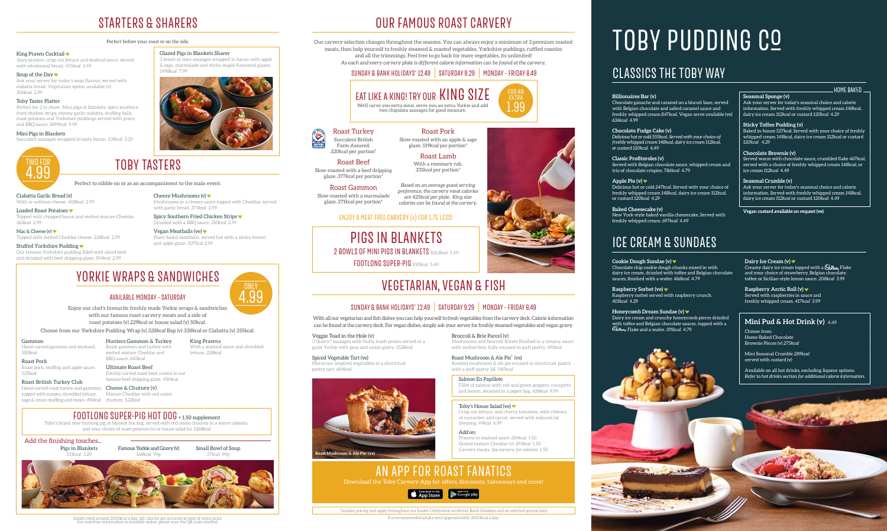## STARTERS & SHARERS

Perfect before your roast or on the side.

**King Prawn Cocktail**
Juicy prawns, crisp cos lettuce and seafood sauce, served with wholemeal bread. *455kcal* 3.49

**Soup of the Day**
Ask your server for today's soup flavour, served with ciabatta bread. Vegetarian option available (v). *306kcal* 2.99

**Toby Taster Platter**
Perfect for 2 to share. Mini pigs in blankets, spicy southern fried chicken strips, cheesy garlic ciabatta, stuffing balls, roast potatoes and Yorkshire puddings served with gravy and BBQ sauce. *1899kcal* 9.99

**Mini Pigs in Blankets**
Succulent sausages wrapped in tasty bacon. *531kcal* 3.29

**Glazed Pigs in Blankets Sharer**
3 bowls of mini sausages wrapped in bacon with apple & sage, marmalade and sticky maple flavoured glazes. *1498kcal* 7.99

## TOBY TASTERS

TWO FOR 4.99

Perfect to nibble on or as an accompaniment to the main event.

**Ciabatta Garlic Bread (v)**
With or without cheese. *408kcal* 2.99

**Loaded Roast Potatoes**
Topped with chopped bacon and melted mature Cheddar. *361kcal* 2.99

**Mac & Cheese (v)**
Topped with melted Cheddar cheese. *228kcal* 2.99

**Stuffed Yorkshire Pudding**
Our famous Yorkshire pudding filled with sliced beef and drizzled with beef dripping glaze. *194kcal* 2.99

**Cheesy Mushrooms (v)**
Mushrooms in a cheesy sauce topped with Cheddar, served with garlic bread. *375kcal* 2.99

**Spicy Southern Fried Chicken Strips**
Drizzled with a BBQ sauce. *310kcal* 2.99

**Vegan Meatballs (ve)**
Plant-based meatballs, served hot with a sticky fennel and apple glaze. *307kcal* 2.99

## YORKIE WRAPS & SANDWICHES

ONLY 4.99

AVAILABLE MONDAY - SATURDAY

Enjoy our chef's favourite freshly made Yorkie wraps & sandwiches with our famous roast carvery meats and a side of roast potatoes (v) *229kcal* or house salad (v) *50kcal*.

Choose from our Yorkshire Pudding Wrap (v) *328kcal* Bap (v) *338kcal* or Ciabatta (v) *355kcal*.

**Gammon**
Hand-carved gammon and mustard. *500kcal*

**Roast Pork**
Roast pork, stuffing and apple sauce. *525kcal*

**Roast British Turkey Club**
Hand-carved roast turkey and gammon, topped with tomato, shredded lettuce, sage & onion stuffing and mayo. *496kcal*

**Hunters Gammon & Turkey**
Roast gammon and turkey with melted mature Cheddar and BBQ sauce. *643kcal*

**Ultimate Roast Beef**
Freshly carved roast beef, coated in our famous beef dripping glaze. *450kcal*

**Cheese & Chutney (v)**
Mature Cheddar with red onion chutney. *522kcal*

**King Prawns**
With a seafood sauce and shredded lettuce. *228kcal*

### FOOTLONG SUPER-PIG HOT DOG + 1.50 supplement

Toby's brand new footlong pig in blanket hot dog, served with red onion chutney in a warm ciabatta, and your choice of roast potatoes (v) or house salad (v). *1268kcal*

**Add the finishing touches...**

Pigs in Blankets *531kcal* 3.29
Famous Yorkie and Gravy (v) *168kcal* 99p
Small Bowl of Soup *37kcal* 99p

Adults need around 2000kcal a day. All calories are accurate at time of menu print, live nutrition information is available online, please scan the QR code overleaf.

## OUR FAMOUS ROAST CARVERY

Our carvery selection changes throughout the seasons. You can always enjoy a minimum of 3 premium roasted meats, then help yourself to freshly steamed & roasted vegetables, Yorkshire puddings, ruffled roasties and all the trimmings. Feel free to go back for more vegetables, its unlimited!
*As each and every carvery plate is different calorie information can be found at the carvery.*

SUNDAY & BANK HOLIDAYS* 12.49 | SATURDAY 9.29 | MONDAY - FRIDAY 8.49

**EAT LIKE A KING! TRY OUR KING SIZE** — FOR AN EXTRA 1.99
We'll carve you extra meat, serve you an extra Yorkie and add two chipolata sausages for good measure.

**Roast Turkey**
Succulent British Farm Assured. *320kcal* per portion*

**Roast Beef**
Slow-roasted with a beef dripping glaze. *377kcal* per portion*

**Roast Gammon**
Slow-roasted with a marmalade glaze. *371kcal* per portion*

**Roast Pork**
Slow-roasted with an apple & sage glaze. *519kcal* per portion*

**Roast Lamb**
With a rosemary rub. *331kcal* per portion*

*Based on an average guest serving preference, the carvery meat calories are 425kcal per plate. King size calories can be found at the carvery.*

ENJOY A MEAT FREE CARVERY (V) FOR 1.75 LESS!

### PIGS IN BLANKETS

2 BOWLS OF MINI PIGS IN BLANKETS *1062kcal* 5.49

FOOTLONG SUPER-PIG *930kcal* 5.49

## VEGETARIAN, VEGAN & FISH

SUNDAY & BANK HOLIDAYS* 12.49 | SATURDAY 9.29 | MONDAY - FRIDAY 8.49

With all our vegetarian and fish dishes you can help yourself to fresh vegetables from the carvery deck. Calorie information can be found at the carvery deck. For vegan dishes, simply ask your server for freshly steamed vegetables and vegan gravy.

**Veggie Toad in the Hole (v)**
3 Quorn® sausages with fluffy mash potato served in a giant Yorkie with peas and onion gravy. *1128kcal*

**Spiced Vegetable Tart (ve)**
Moroccan-inspired vegetables in a shortcrust pastry tart. *684kcal*

Roast Mushroom & Ale Pie† (ve)

**Broccoli & Brie Parcel (v)**
Mushrooms and broccoli florets finished in a creamy sauce with melted brie, fully encased in puff pastry. *491kcal*

**Roast Mushroom & Ale Pie† (ve)**
Roasted mushroom & ale pie encased in shortcrust pastry with a puff pastry lid. *940kcal*

**Salmon En Papillote**
Fillet of salmon with red and green peppers, courgette and lemon, steamed in a paper bag. *628kcal* 9.99

**Toby's House Salad (ve)**
Crisp cos lettuce, and cherry tomatoes, with ribbons of cucumber and carrot, served with reduced fat dressing. *94kcal* 6.99

*Add on:*
Prawns in seafood sauce *284kcal* 1.50
Grated mature Cheddar (v) *293kcal* 1.50
Carvery meats. *See carvery for calories* 1.50

## AN APP FOR ROAST FANATICS

Download the Toby Carvery App for offers, discounts, takeaways and more!

*Sunday pricing will apply throughout our Easter Celebration weekend, Bank Holidays and on selected special days

It is recommended adults need approximately 2000kcal a day.

# TOBY PUDDING Co

## CLASSICS THE TOBY WAY

**Billionaires Bar (v)**
Chocolate ganache and caramel on a biscuit base, served with Belgian chocolate and salted caramel sauce and freshly whipped cream *847kcal*. Vegan serve available (ve) *636kcal* 4.99

**Chocolate Fudge Cake (v)**
*Delicious hot or cold 555kcal. Served with your choice of freshly whipped cream 148kcal, dairy ice cream 112kcal, or custard 120kcal* 4.49

**Classic Profiteroles (v)**
Served with Belgian chocolate sauce, whipped cream and trio of chocolate crispies. *786kcal* 4.79

**Apple Pie (v)**
Delicious hot or cold *247kcal*. Served with your choice of freshly whipped cream *148kcal*, dairy ice cream *112kcal*, or custard *120kcal* 4.29

**Baked Cheesecake (v)**
New York-style baked vanilla cheesecake. Served with freshly whipped cream. *697kcal* 4.49

HOME BAKED

**Seasonal Sponge (v)**
Ask your server for today's seasonal choice and calorie information. Served with freshly whipped cream *148kcal*, dairy ice cream *112kcal* or custard *120kcal* 4.29

**Sticky Toffee Pudding (v)**
Baked in-house *527kcal*. Served with your choice of freshly whipped cream 148kcal, dairy ice cream *112kcal* or custard *120kcal* 4.29

**Chocolate Brownie (v)**
Served warm with chocolate sauce, crumbled flake *467kcal*, served with a choice of freshly whipped cream *148kcal*, or ice cream *112kcal* 4.49

**Seasonal Crumble (v)**
Ask your server for today's seasonal choice and calorie information. Served with freshly whipped cream *148kcal*, dairy ice cream *112kcal* or custard *120kcal* 4.49

**Vegan custard available on request (ve)**

## ICE CREAM & SUNDAES

**Cookie Dough Sundae (v)**
Chocolate chip cookie dough chunks mixed in with dairy ice cream, drizzled with toffee and Belgian chocolate sauces, finished with a wafer. *466kcal* 4.79

**Raspberry Sorbet (ve)**
Raspberry sorbet served with raspberry crunch. *401kcal* 4.29

**Honeycomb Dream Sundae (v)**
Dairy ice cream and crunchy honeycomb pieces drizzled with toffee and Belgian chocolate sauces, topped with a Cadbury Flake and a wafer. *391kcal* 4.79

**Dairy Ice Cream (v)**
Creamy dairy ice cream topped with a Cadbury Flake and your choice of strawberry, Belgian chocolate, toffee or Sicilian-style lemon sauce. *208kcal* 3.99

**Raspberry Arctic Roll (v)**
Served with raspberries in sauce and freshly whipped cream. *417kcal* 3.99

### Mini Pud & Hot Drink (v) 4.49

Choose from:
Home-Baked Chocolate Brownie Pieces (v) *275kcal*

Mini Seasonal Crumble *289kcal* served with custard (v)

Available on all hot drinks, excluding liqueur options. *Refer to hot drinks section for additional calorie information.*